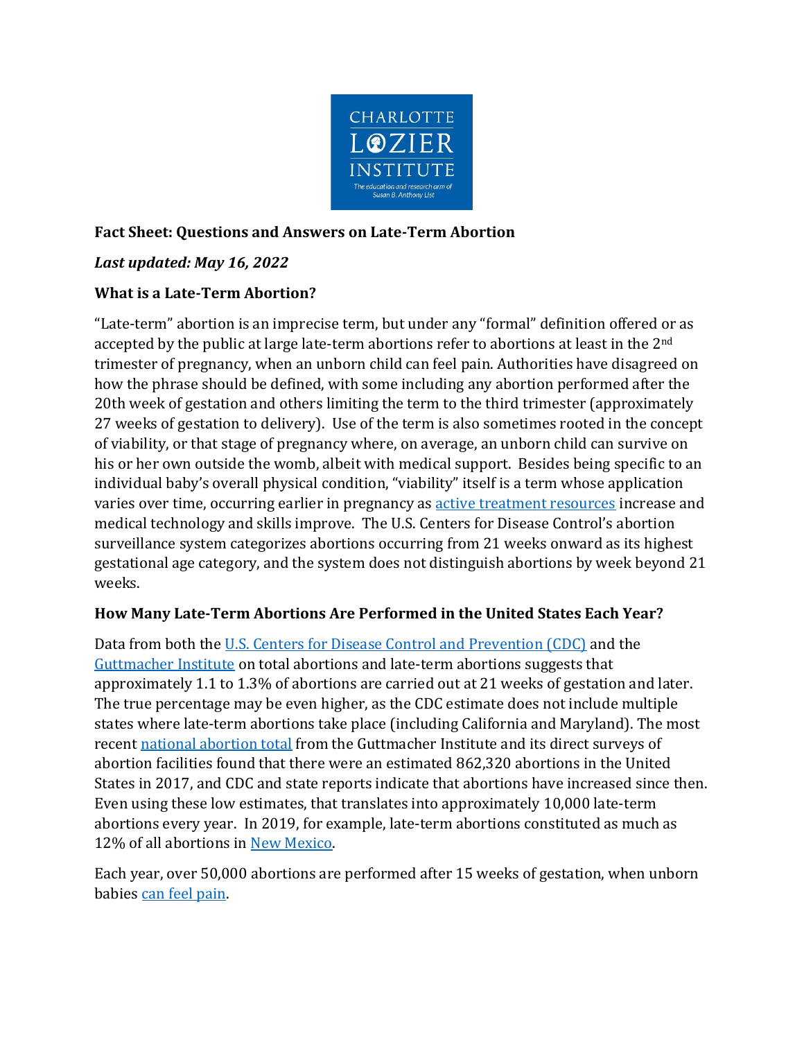**Fact Sheet: Questions and Answers on Late-Term Abortion**

***Last updated: May 16, 2022***

**What is a Late-Term Abortion?**

"Late-term" abortion is an imprecise term, but under any "formal" definition offered or as accepted by the public at large late-term abortions refer to abortions at least in the 2nd trimester of pregnancy, when an unborn child can feel pain. Authorities have disagreed on how the phrase should be defined, with some including any abortion performed after the 20th week of gestation and others limiting the term to the third trimester (approximately 27 weeks of gestation to delivery). Use of the term is also sometimes rooted in the concept of viability, or that stage of pregnancy where, on average, an unborn child can survive on his or her own outside the womb, albeit with medical support. Besides being specific to an individual baby's overall physical condition, "viability" itself is a term whose application varies over time, occurring earlier in pregnancy as active treatment resources increase and medical technology and skills improve. The U.S. Centers for Disease Control's abortion surveillance system categorizes abortions occurring from 21 weeks onward as its highest gestational age category, and the system does not distinguish abortions by week beyond 21 weeks.

**How Many Late-Term Abortions Are Performed in the United States Each Year?**

Data from both the U.S. Centers for Disease Control and Prevention (CDC) and the Guttmacher Institute on total abortions and late-term abortions suggests that approximately 1.1 to 1.3% of abortions are carried out at 21 weeks of gestation and later. The true percentage may be even higher, as the CDC estimate does not include multiple states where late-term abortions take place (including California and Maryland). The most recent national abortion total from the Guttmacher Institute and its direct surveys of abortion facilities found that there were an estimated 862,320 abortions in the United States in 2017, and CDC and state reports indicate that abortions have increased since then. Even using these low estimates, that translates into approximately 10,000 late-term abortions every year. In 2019, for example, late-term abortions constituted as much as 12% of all abortions in New Mexico.

Each year, over 50,000 abortions are performed after 15 weeks of gestation, when unborn babies can feel pain.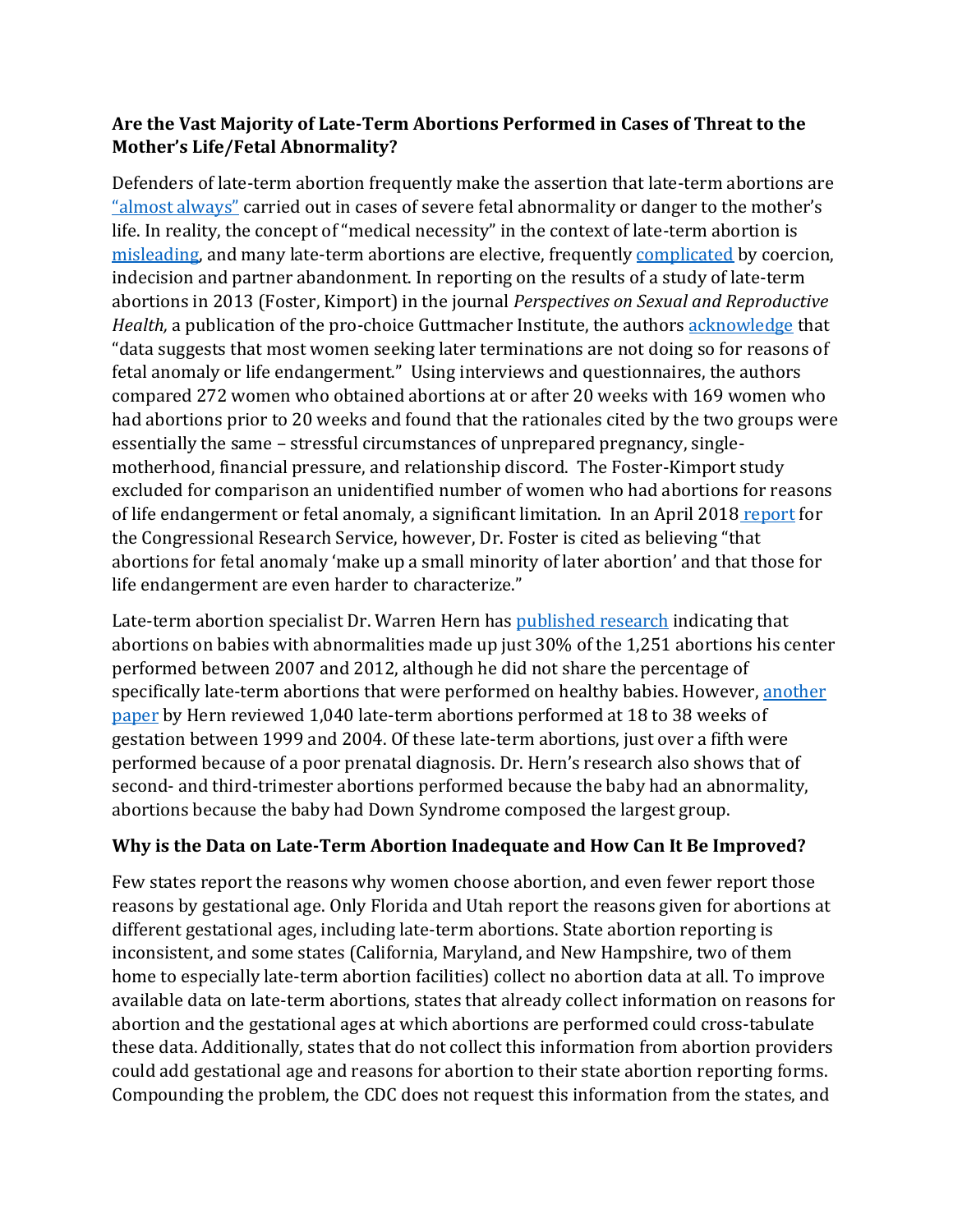### Are the Vast Majority of Late-Term Abortions Performed in Cases of Threat to the Mother's Life/Fetal Abnormality?

Defenders of late-term abortion frequently make the assertion that late-term abortions are "almost always" carried out in cases of severe fetal abnormality or danger to the mother's life. In reality, the concept of "medical necessity" in the context of late-term abortion is misleading, and many late-term abortions are elective, frequently complicated by coercion, indecision and partner abandonment. In reporting on the results of a study of late-term abortions in 2013 (Foster, Kimport) in the journal *Perspectives on Sexual and Reproductive Health,* a publication of the pro-choice Guttmacher Institute, the authors acknowledge that "data suggests that most women seeking later terminations are not doing so for reasons of fetal anomaly or life endangerment." Using interviews and questionnaires, the authors compared 272 women who obtained abortions at or after 20 weeks with 169 women who had abortions prior to 20 weeks and found that the rationales cited by the two groups were essentially the same – stressful circumstances of unprepared pregnancy, single-motherhood, financial pressure, and relationship discord. The Foster-Kimport study excluded for comparison an unidentified number of women who had abortions for reasons of life endangerment or fetal anomaly, a significant limitation. In an April 2018 report for the Congressional Research Service, however, Dr. Foster is cited as believing "that abortions for fetal anomaly 'make up a small minority of later abortion' and that those for life endangerment are even harder to characterize."

Late-term abortion specialist Dr. Warren Hern has published research indicating that abortions on babies with abnormalities made up just 30% of the 1,251 abortions his center performed between 2007 and 2012, although he did not share the percentage of specifically late-term abortions that were performed on healthy babies. However, another paper by Hern reviewed 1,040 late-term abortions performed at 18 to 38 weeks of gestation between 1999 and 2004. Of these late-term abortions, just over a fifth were performed because of a poor prenatal diagnosis. Dr. Hern's research also shows that of second- and third-trimester abortions performed because the baby had an abnormality, abortions because the baby had Down Syndrome composed the largest group.

### Why is the Data on Late-Term Abortion Inadequate and How Can It Be Improved?

Few states report the reasons why women choose abortion, and even fewer report those reasons by gestational age. Only Florida and Utah report the reasons given for abortions at different gestational ages, including late-term abortions. State abortion reporting is inconsistent, and some states (California, Maryland, and New Hampshire, two of them home to especially late-term abortion facilities) collect no abortion data at all. To improve available data on late-term abortions, states that already collect information on reasons for abortion and the gestational ages at which abortions are performed could cross-tabulate these data. Additionally, states that do not collect this information from abortion providers could add gestational age and reasons for abortion to their state abortion reporting forms. Compounding the problem, the CDC does not request this information from the states, and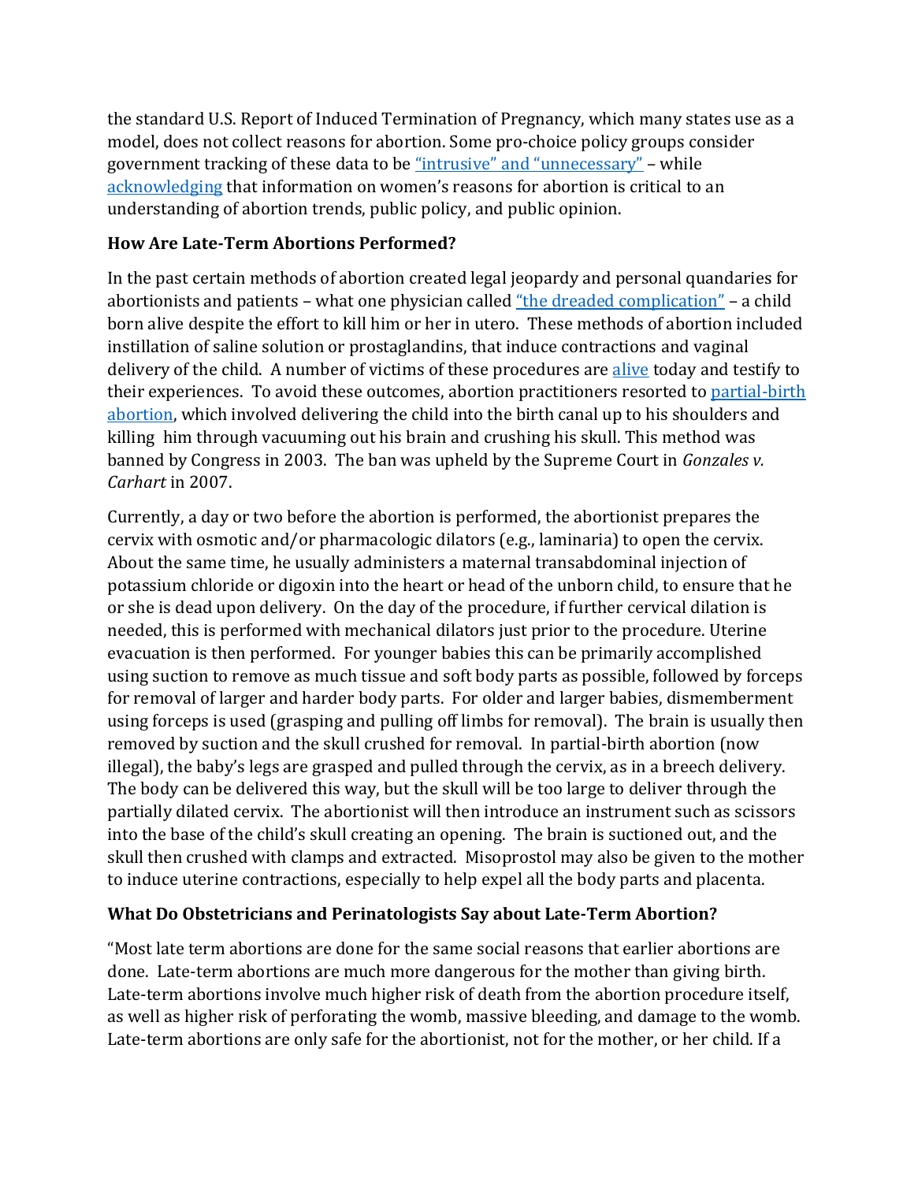the standard U.S. Report of Induced Termination of Pregnancy, which many states use as a model, does not collect reasons for abortion. Some pro-choice policy groups consider government tracking of these data to be "intrusive" and "unnecessary" – while acknowledging that information on women's reasons for abortion is critical to an understanding of abortion trends, public policy, and public opinion.

### How Are Late-Term Abortions Performed?

In the past certain methods of abortion created legal jeopardy and personal quandaries for abortionists and patients – what one physician called "the dreaded complication" – a child born alive despite the effort to kill him or her in utero. These methods of abortion included instillation of saline solution or prostaglandins, that induce contractions and vaginal delivery of the child. A number of victims of these procedures are alive today and testify to their experiences. To avoid these outcomes, abortion practitioners resorted to partial-birth abortion, which involved delivering the child into the birth canal up to his shoulders and killing him through vacuuming out his brain and crushing his skull. This method was banned by Congress in 2003. The ban was upheld by the Supreme Court in *Gonzales v. Carhart* in 2007.

Currently, a day or two before the abortion is performed, the abortionist prepares the cervix with osmotic and/or pharmacologic dilators (e.g., laminaria) to open the cervix. About the same time, he usually administers a maternal transabdominal injection of potassium chloride or digoxin into the heart or head of the unborn child, to ensure that he or she is dead upon delivery. On the day of the procedure, if further cervical dilation is needed, this is performed with mechanical dilators just prior to the procedure. Uterine evacuation is then performed. For younger babies this can be primarily accomplished using suction to remove as much tissue and soft body parts as possible, followed by forceps for removal of larger and harder body parts. For older and larger babies, dismemberment using forceps is used (grasping and pulling off limbs for removal). The brain is usually then removed by suction and the skull crushed for removal. In partial-birth abortion (now illegal), the baby's legs are grasped and pulled through the cervix, as in a breech delivery. The body can be delivered this way, but the skull will be too large to deliver through the partially dilated cervix. The abortionist will then introduce an instrument such as scissors into the base of the child's skull creating an opening. The brain is suctioned out, and the skull then crushed with clamps and extracted. Misoprostol may also be given to the mother to induce uterine contractions, especially to help expel all the body parts and placenta.

### What Do Obstetricians and Perinatologists Say about Late-Term Abortion?

"Most late term abortions are done for the same social reasons that earlier abortions are done. Late-term abortions are much more dangerous for the mother than giving birth. Late-term abortions involve much higher risk of death from the abortion procedure itself, as well as higher risk of perforating the womb, massive bleeding, and damage to the womb. Late-term abortions are only safe for the abortionist, not for the mother, or her child. If a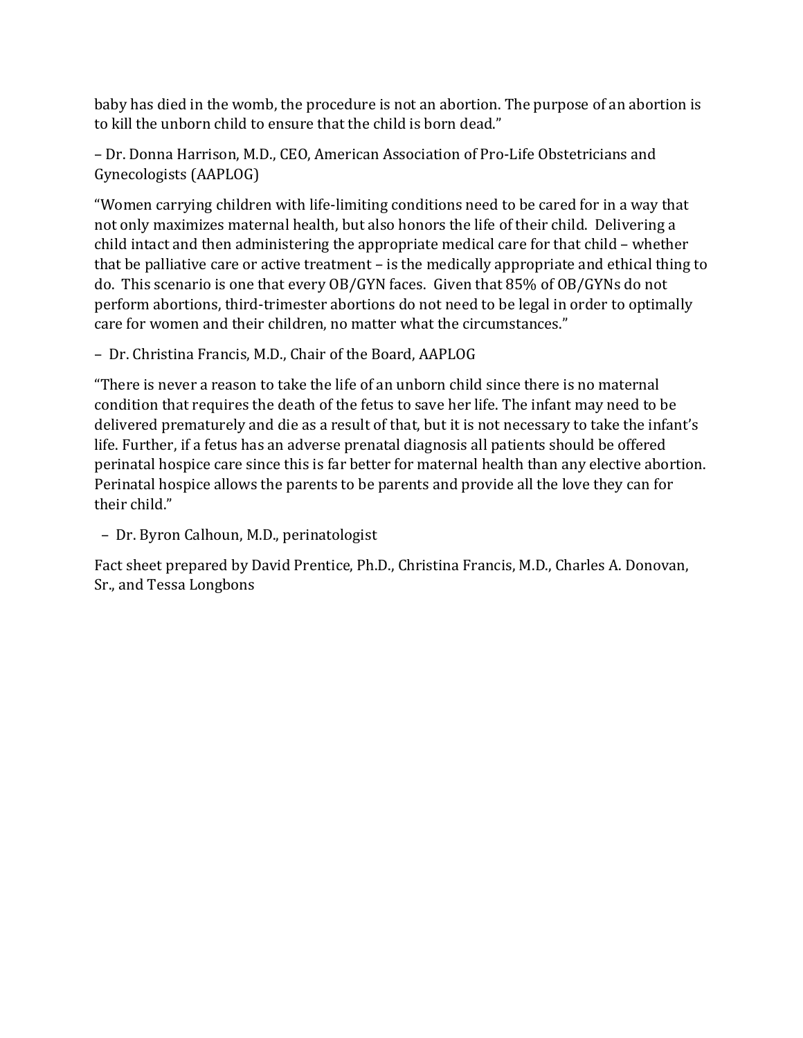baby has died in the womb, the procedure is not an abortion. The purpose of an abortion is to kill the unborn child to ensure that the child is born dead."

– Dr. Donna Harrison, M.D., CEO, American Association of Pro-Life Obstetricians and Gynecologists (AAPLOG)

"Women carrying children with life-limiting conditions need to be cared for in a way that not only maximizes maternal health, but also honors the life of their child. Delivering a child intact and then administering the appropriate medical care for that child – whether that be palliative care or active treatment – is the medically appropriate and ethical thing to do. This scenario is one that every OB/GYN faces. Given that 85% of OB/GYNs do not perform abortions, third-trimester abortions do not need to be legal in order to optimally care for women and their children, no matter what the circumstances."

– Dr. Christina Francis, M.D., Chair of the Board, AAPLOG

"There is never a reason to take the life of an unborn child since there is no maternal condition that requires the death of the fetus to save her life. The infant may need to be delivered prematurely and die as a result of that, but it is not necessary to take the infant's life. Further, if a fetus has an adverse prenatal diagnosis all patients should be offered perinatal hospice care since this is far better for maternal health than any elective abortion. Perinatal hospice allows the parents to be parents and provide all the love they can for their child."

– Dr. Byron Calhoun, M.D., perinatologist

Fact sheet prepared by David Prentice, Ph.D., Christina Francis, M.D., Charles A. Donovan, Sr., and Tessa Longbons